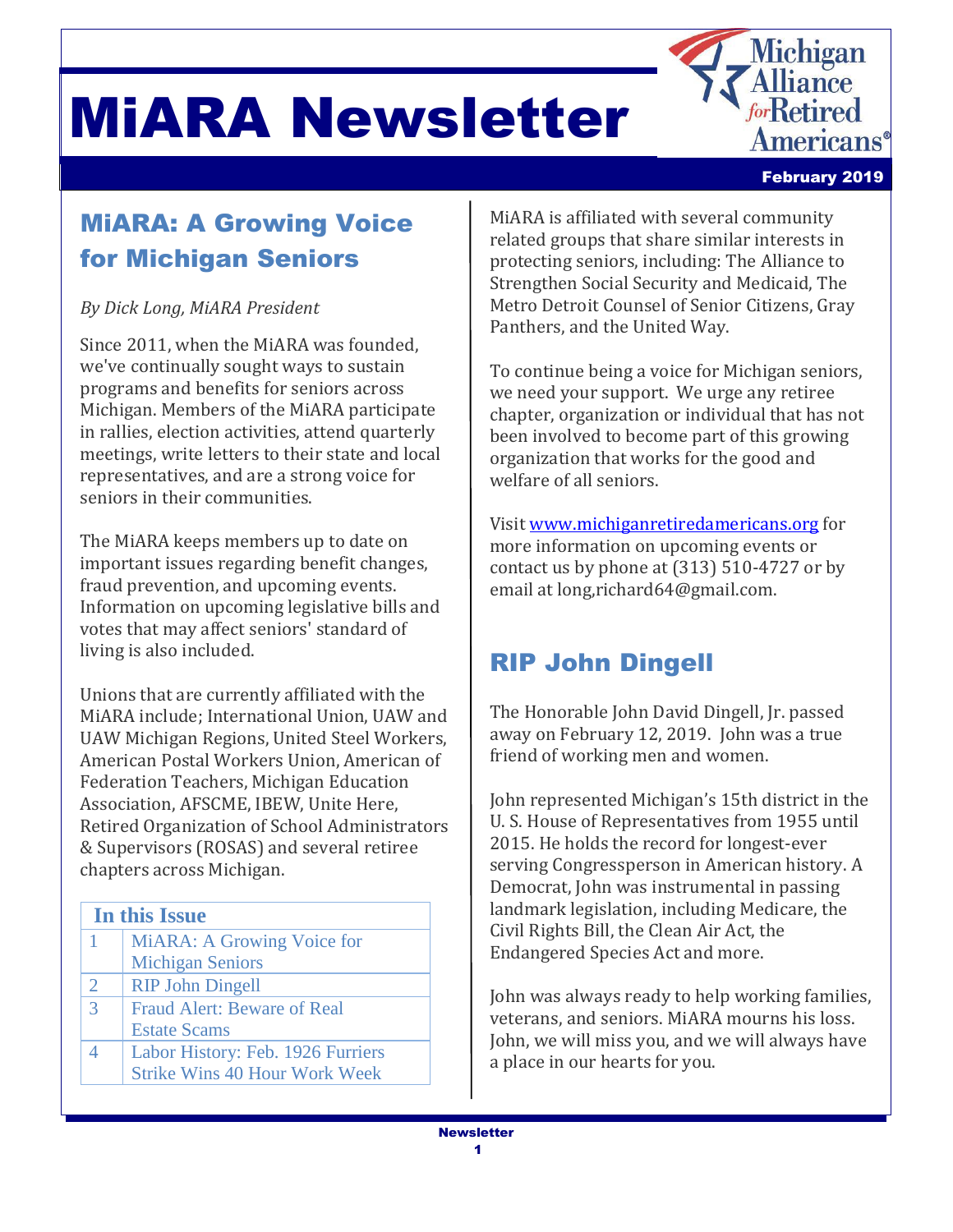# MiARA Newsletter

February 2019

## MiARA: A Growing Voice for Michigan Seniors

*By Dick Long, MiARA President*

Since 2011, when the MiARA was founded, we've continually sought ways to sustain programs and benefits for seniors across Michigan. Members of the MiARA participate in rallies, election activities, attend quarterly meetings, write letters to their state and local representatives, and are a strong voice for seniors in their communities.

The MiARA keeps members up to date on important issues regarding benefit changes, fraud prevention, and upcoming events. Information on upcoming legislative bills and votes that may affect seniors' standard of living is also included.

Unions that are currently affiliated with the MiARA include; International Union, UAW and UAW Michigan Regions, United Steel Workers, American Postal Workers Union, American of Federation Teachers, Michigan Education Association, AFSCME, IBEW, Unite Here, Retired Organization of School Administrators & Supervisors (ROSAS) and several retiree chapters across Michigan.

| In this Issue | |
|---|---|
| 1 | MiARA: A Growing Voice for Michigan Seniors |
| 2 | RIP John Dingell |
| 3 | Fraud Alert: Beware of Real Estate Scams |
| 4 | Labor History: Feb. 1926 Furriers Strike Wins 40 Hour Work Week |

MiARA is affiliated with several community related groups that share similar interests in protecting seniors, including: The Alliance to Strengthen Social Security and Medicaid, The Metro Detroit Counsel of Senior Citizens, Gray Panthers, and the United Way.

To continue being a voice for Michigan seniors, we need your support. We urge any retiree chapter, organization or individual that has not been involved to become part of this growing organization that works for the good and welfare of all seniors.

Visit www.michiganretiredamericans.org for more information on upcoming events or contact us by phone at (313) 510-4727 or by email at long,richard64@gmail.com.

## RIP John Dingell

The Honorable John David Dingell, Jr. passed away on February 12, 2019. John was a true friend of working men and women.

John represented Michigan's 15th district in the U. S. House of Representatives from 1955 until 2015. He holds the record for longest-ever serving Congressperson in American history. A Democrat, John was instrumental in passing landmark legislation, including Medicare, the Civil Rights Bill, the Clean Air Act, the Endangered Species Act and more.

John was always ready to help working families, veterans, and seniors. MiARA mourns his loss. John, we will miss you, and we will always have a place in our hearts for you.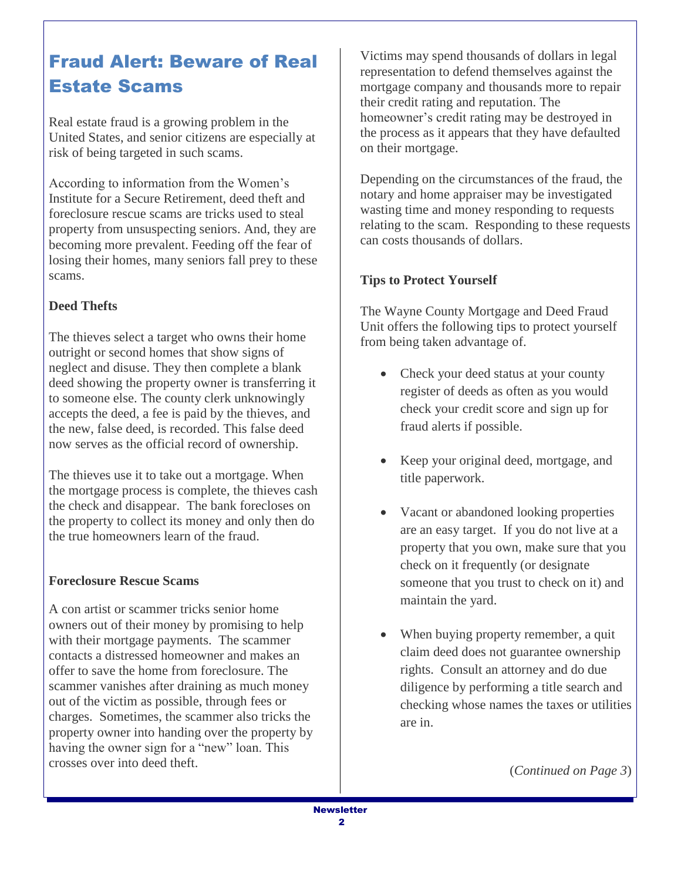# Fraud Alert: Beware of Real Estate Scams

Real estate fraud is a growing problem in the United States, and senior citizens are especially at risk of being targeted in such scams.

According to information from the Women's Institute for a Secure Retirement, deed theft and foreclosure rescue scams are tricks used to steal property from unsuspecting seniors. And, they are becoming more prevalent. Feeding off the fear of losing their homes, many seniors fall prey to these scams.

**Deed Thefts**

The thieves select a target who owns their home outright or second homes that show signs of neglect and disuse. They then complete a blank deed showing the property owner is transferring it to someone else. The county clerk unknowingly accepts the deed, a fee is paid by the thieves, and the new, false deed, is recorded. This false deed now serves as the official record of ownership.

The thieves use it to take out a mortgage. When the mortgage process is complete, the thieves cash the check and disappear. The bank forecloses on the property to collect its money and only then do the true homeowners learn of the fraud.

**Foreclosure Rescue Scams**

A con artist or scammer tricks senior home owners out of their money by promising to help with their mortgage payments. The scammer contacts a distressed homeowner and makes an offer to save the home from foreclosure. The scammer vanishes after draining as much money out of the victim as possible, through fees or charges. Sometimes, the scammer also tricks the property owner into handing over the property by having the owner sign for a "new" loan. This crosses over into deed theft.

Victims may spend thousands of dollars in legal representation to defend themselves against the mortgage company and thousands more to repair their credit rating and reputation. The homeowner's credit rating may be destroyed in the process as it appears that they have defaulted on their mortgage.

Depending on the circumstances of the fraud, the notary and home appraiser may be investigated wasting time and money responding to requests relating to the scam. Responding to these requests can costs thousands of dollars.

**Tips to Protect Yourself**

The Wayne County Mortgage and Deed Fraud Unit offers the following tips to protect yourself from being taken advantage of.

- Check your deed status at your county register of deeds as often as you would check your credit score and sign up for fraud alerts if possible.
- Keep your original deed, mortgage, and title paperwork.
- Vacant or abandoned looking properties are an easy target. If you do not live at a property that you own, make sure that you check on it frequently (or designate someone that you trust to check on it) and maintain the yard.
- When buying property remember, a quit claim deed does not guarantee ownership rights. Consult an attorney and do due diligence by performing a title search and checking whose names the taxes or utilities are in.

(*Continued on Page 3*)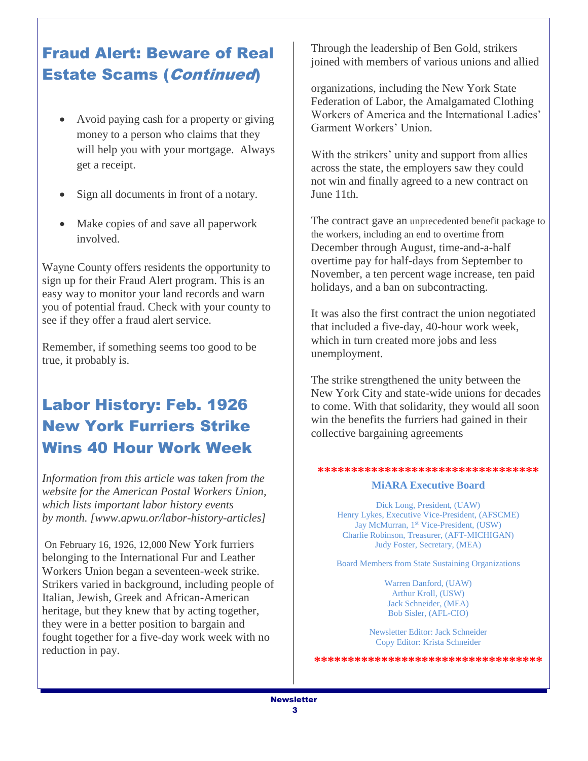## Fraud Alert: Beware of Real Estate Scams (*Continued*)

- Avoid paying cash for a property or giving money to a person who claims that they will help you with your mortgage. Always get a receipt.
- Sign all documents in front of a notary.
- Make copies of and save all paperwork involved.

Wayne County offers residents the opportunity to sign up for their Fraud Alert program. This is an easy way to monitor your land records and warn you of potential fraud. Check with your county to see if they offer a fraud alert service.

Remember, if something seems too good to be true, it probably is.

## Labor History: Feb. 1926 New York Furriers Strike Wins 40 Hour Work Week

*Information from this article was taken from the website for the American Postal Workers Union, which lists important labor history events by month. [www.apwu.or/labor-history-articles]*

On February 16, 1926, 12,000 New York furriers belonging to the International Fur and Leather Workers Union began a seventeen-week strike. Strikers varied in background, including people of Italian, Jewish, Greek and African-American heritage, but they knew that by acting together, they were in a better position to bargain and fought together for a five-day work week with no reduction in pay.

Through the leadership of Ben Gold, strikers joined with members of various unions and allied organizations, including the New York State Federation of Labor, the Amalgamated Clothing Workers of America and the International Ladies' Garment Workers' Union.

With the strikers' unity and support from allies across the state, the employers saw they could not win and finally agreed to a new contract on June 11th.

The contract gave an unprecedented benefit package to the workers, including an end to overtime from December through August, time-and-a-half overtime pay for half-days from September to November, a ten percent wage increase, ten paid holidays, and a ban on subcontracting.

It was also the first contract the union negotiated that included a five-day, 40-hour work week, which in turn created more jobs and less unemployment.

The strike strengthened the unity between the New York City and state-wide unions for decades to come. With that solidarity, they would all soon win the benefits the furriers had gained in their collective bargaining agreements

********************************

**MiARA Executive Board**

Dick Long, President, (UAW)
Henry Lykes, Executive Vice-President, (AFSCME)
Jay McMurran, 1st Vice-President, (USW)
Charlie Robinson, Treasurer, (AFT-MICHIGAN)
Judy Foster, Secretary, (MEA)

Board Members from State Sustaining Organizations

Warren Danford, (UAW)
Arthur Kroll, (USW)
Jack Schneider, (MEA)
Bob Sisler, (AFL-CIO)

Newsletter Editor: Jack Schneider
Copy Editor: Krista Schneider

**********************************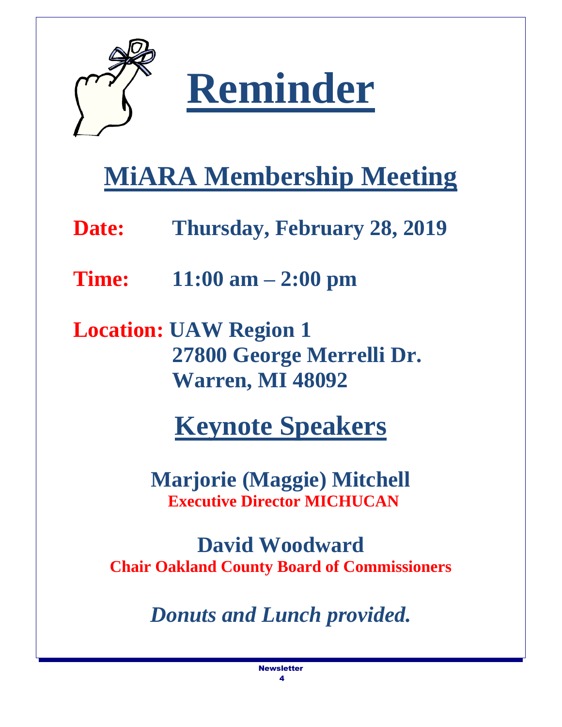# Reminder

## MiARA Membership Meeting

**Date:** Thursday, February 28, 2019

**Time:** 11:00 am – 2:00 pm

**Location:** UAW Region 1
27800 George Merrelli Dr.
Warren, MI 48092

## Keynote Speakers

**Marjorie (Maggie) Mitchell**
**Executive Director MICHUCAN**

**David Woodward**
**Chair Oakland County Board of Commissioners**

***Donuts and Lunch provided.***